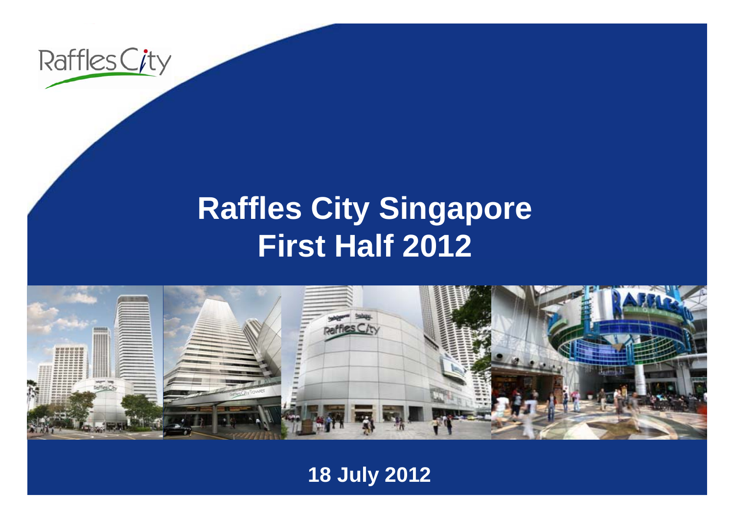Raffles City

# Raffles City Singapore
# First Half 2012

18 July 2012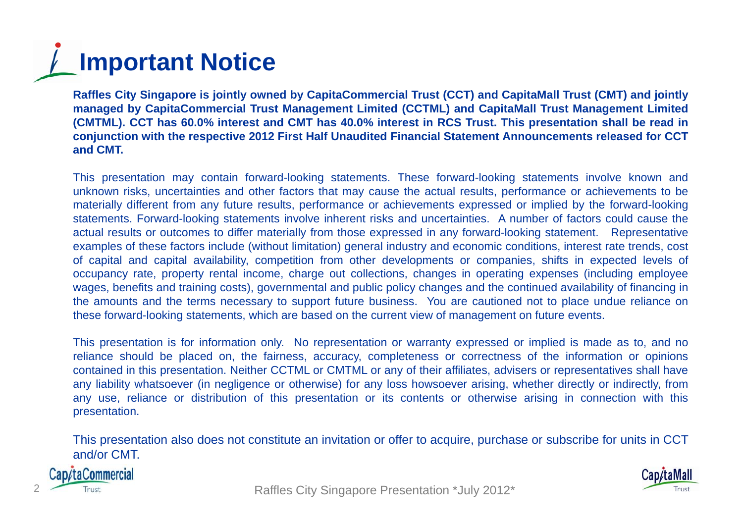# Important Notice

**Raffles City Singapore is jointly owned by CapitaCommercial Trust (CCT) and CapitaMall Trust (CMT) and jointly managed by CapitaCommercial Trust Management Limited (CCTML) and CapitaMall Trust Management Limited (CMTML). CCT has 60.0% interest and CMT has 40.0% interest in RCS Trust. This presentation shall be read in conjunction with the respective 2012 First Half Unaudited Financial Statement Announcements released for CCT and CMT.**

This presentation may contain forward-looking statements. These forward-looking statements involve known and unknown risks, uncertainties and other factors that may cause the actual results, performance or achievements to be materially different from any future results, performance or achievements expressed or implied by the forward-looking statements. Forward-looking statements involve inherent risks and uncertainties. A number of factors could cause the actual results or outcomes to differ materially from those expressed in any forward-looking statement. Representative examples of these factors include (without limitation) general industry and economic conditions, interest rate trends, cost of capital and capital availability, competition from other developments or companies, shifts in expected levels of occupancy rate, property rental income, charge out collections, changes in operating expenses (including employee wages, benefits and training costs), governmental and public policy changes and the continued availability of financing in the amounts and the terms necessary to support future business. You are cautioned not to place undue reliance on these forward-looking statements, which are based on the current view of management on future events.

This presentation is for information only. No representation or warranty expressed or implied is made as to, and no reliance should be placed on, the fairness, accuracy, completeness or correctness of the information or opinions contained in this presentation. Neither CCTML or CMTML or any of their affiliates, advisers or representatives shall have any liability whatsoever (in negligence or otherwise) for any loss howsoever arising, whether directly or indirectly, from any use, reliance or distribution of this presentation or its contents or otherwise arising in connection with this presentation.

This presentation also does not constitute an invitation or offer to acquire, purchase or subscribe for units in CCT and/or CMT.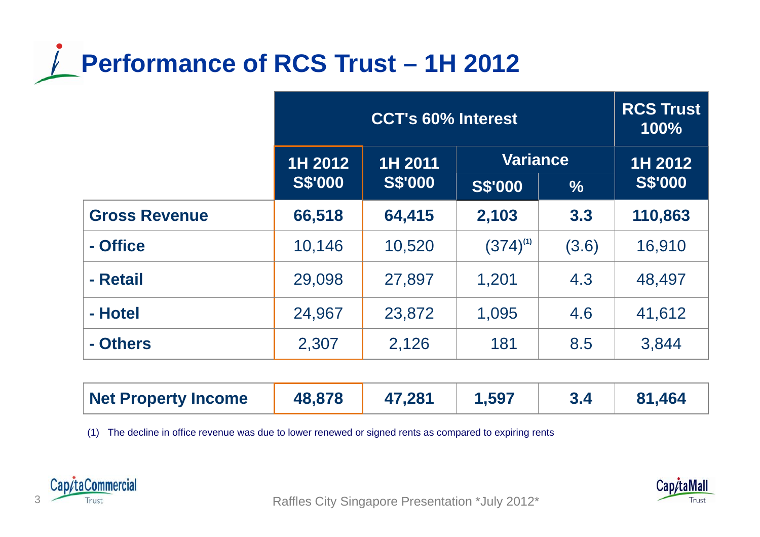# Performance of RCS Trust – 1H 2012

| | CCT's 60% Interest | | | | RCS Trust 100% |
|---|---|---|---|---|---|
| | 1H 2012 S$'000 | 1H 2011 S$'000 | Variance | | 1H 2012 S$'000 |
| | | | S$'000 | % | |
| **Gross Revenue** | **66,518** | **64,415** | **2,103** | **3.3** | **110,863** |
| **- Office** | 10,146 | 10,520 | (374)[(1)] | (3.6) | 16,910 |
| **- Retail** | 29,098 | 27,897 | 1,201 | 4.3 | 48,497 |
| **- Hotel** | 24,967 | 23,872 | 1,095 | 4.6 | 41,612 |
| **- Others** | 2,307 | 2,126 | 181 | 8.5 | 3,844 |
| **Net Property Income** | **48,878** | **47,281** | **1,597** | **3.4** | **81,464** |

(1) The decline in office revenue was due to lower renewed or signed rents as compared to expiring rents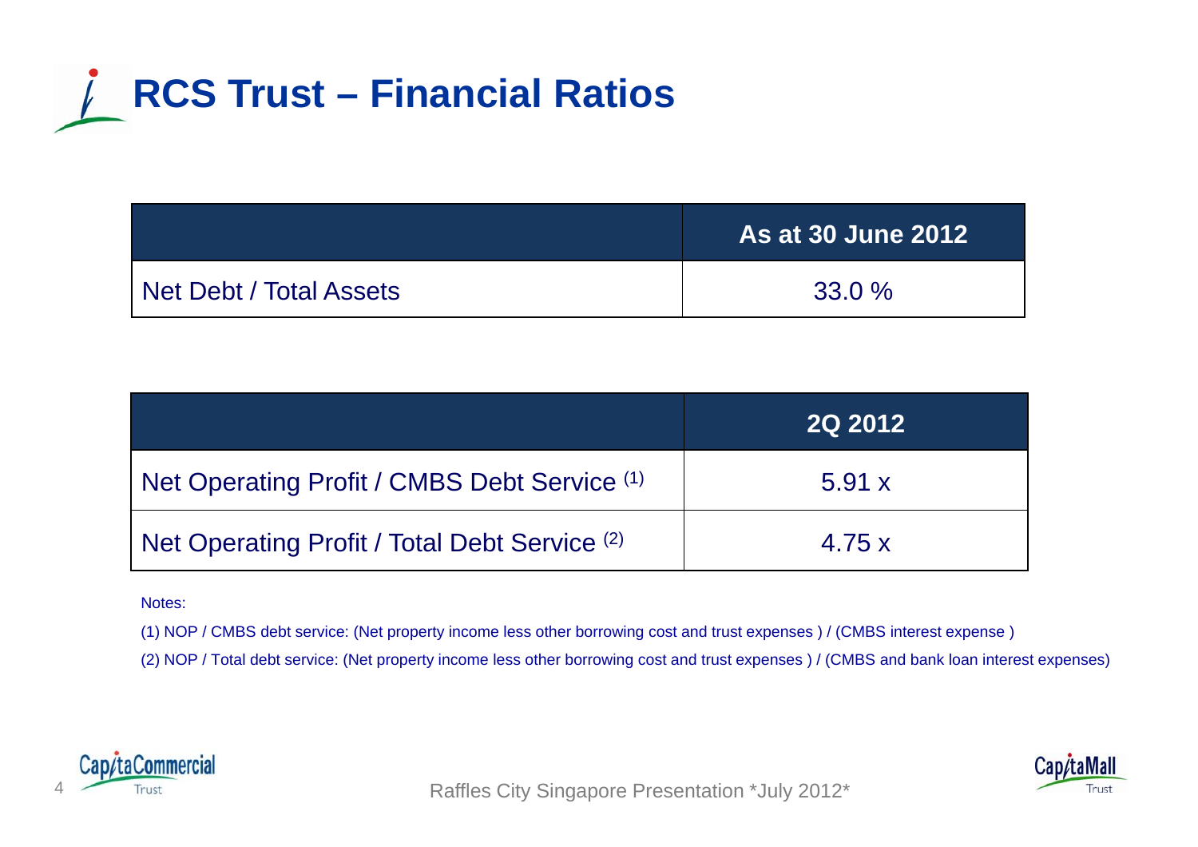# RCS Trust – Financial Ratios

| | As at 30 June 2012 |
|---|---|
| Net Debt / Total Assets | 33.0 % |

| | 2Q 2012 |
|---|---|
| Net Operating Profit / CMBS Debt Service [1] | 5.91 x |
| Net Operating Profit / Total Debt Service [2] | 4.75 x |

Notes:

(1) NOP / CMBS debt service: (Net property income less other borrowing cost and trust expenses ) / (CMBS interest expense )

(2) NOP / Total debt service: (Net property income less other borrowing cost and trust expenses ) / (CMBS and bank loan interest expenses)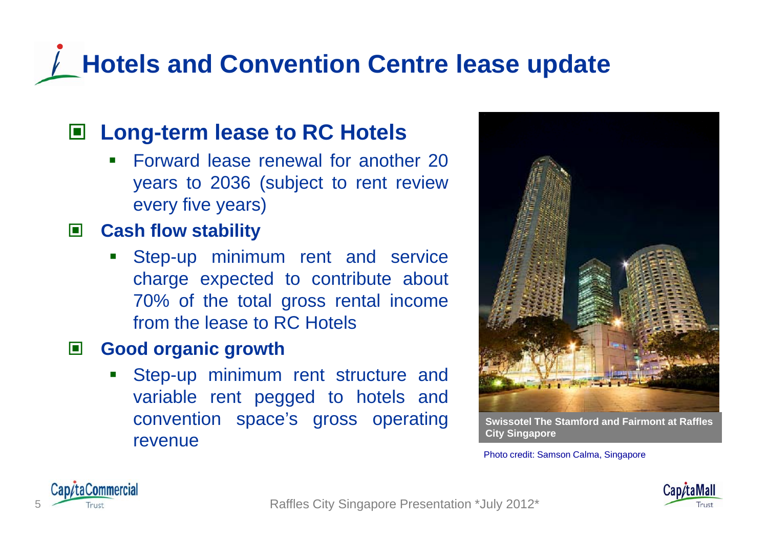# Hotels and Convention Centre lease update

- **Long-term lease to RC Hotels**
  - Forward lease renewal for another 20 years to 2036 (subject to rent review every five years)
- **Cash flow stability**
  - Step-up minimum rent and service charge expected to contribute about 70% of the total gross rental income from the lease to RC Hotels
- **Good organic growth**
  - Step-up minimum rent structure and variable rent pegged to hotels and convention space's gross operating revenue

Swissotel The Stamford and Fairmont at Raffles City Singapore

Photo credit: Samson Calma, Singapore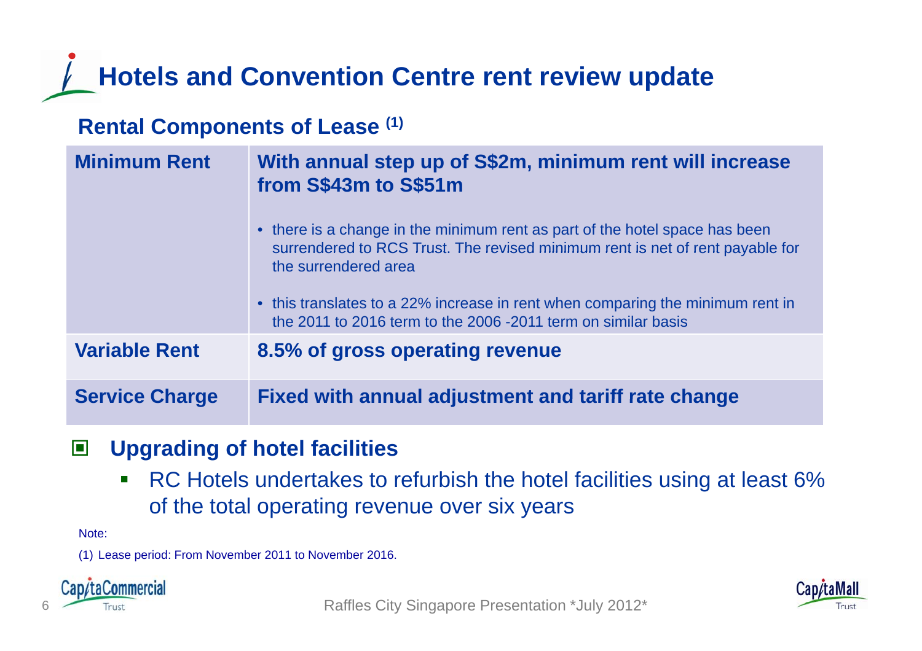# Hotels and Convention Centre rent review update

## Rental Components of Lease [1]

| | |
|---|---|
| **Minimum Rent** | **With annual step up of S$2m, minimum rent will increase from S$43m to S$51m**<br>• there is a change in the minimum rent as part of the hotel space has been surrendered to RCS Trust. The revised minimum rent is net of rent payable for the surrendered area<br>• this translates to a 22% increase in rent when comparing the minimum rent in the 2011 to 2016 term to the 2006 -2011 term on similar basis |
| **Variable Rent** | **8.5% of gross operating revenue** |
| **Service Charge** | **Fixed with annual adjustment and tariff rate change** |

- **Upgrading of hotel facilities**
  - RC Hotels undertakes to refurbish the hotel facilities using at least 6% of the total operating revenue over six years

Note:

(1) Lease period: From November 2011 to November 2016.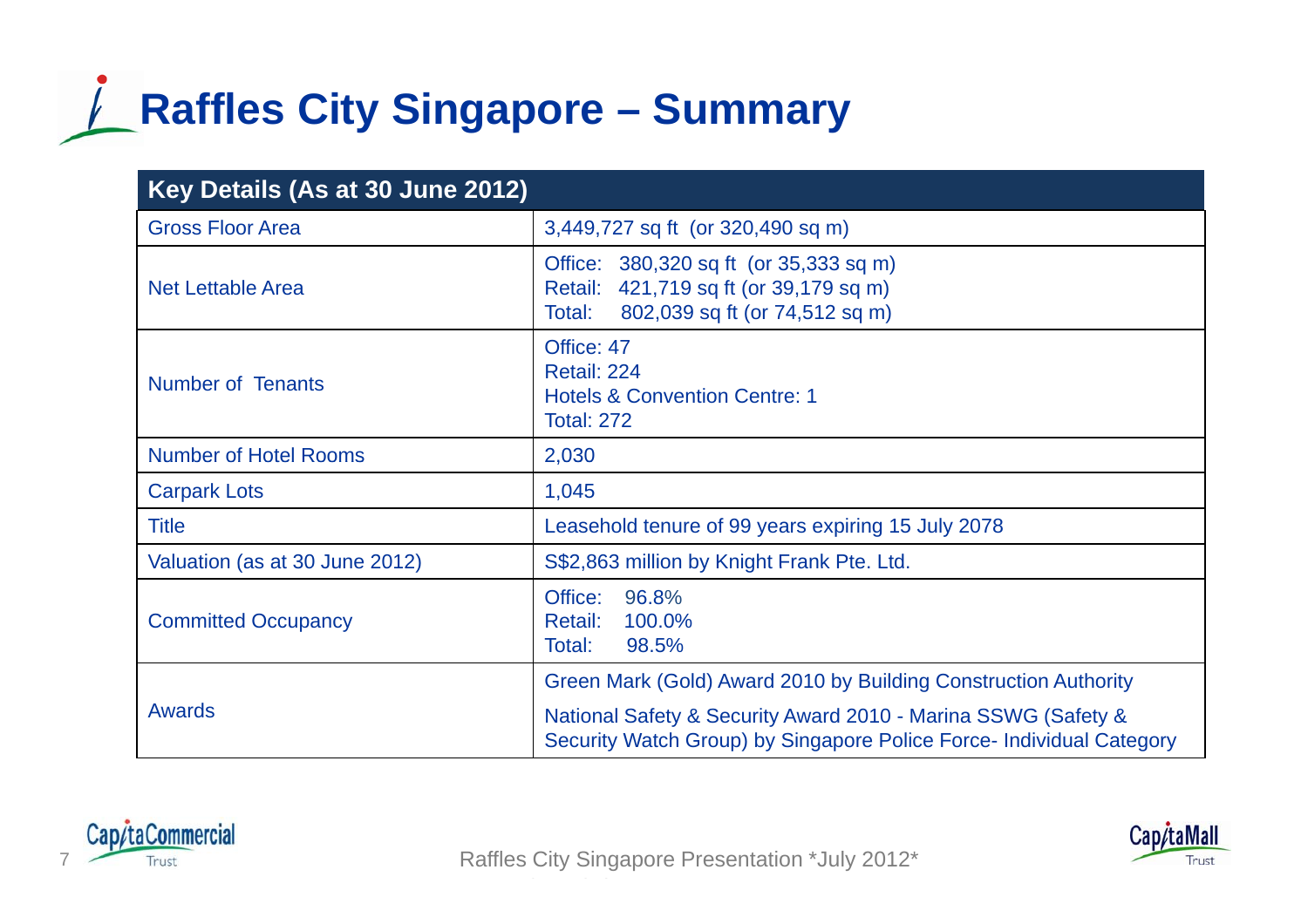# Raffles City Singapore – Summary

| Key Details (As at 30 June 2012) | |
|---|---|
| Gross Floor Area | 3,449,727 sq ft (or 320,490 sq m) |
| Net Lettable Area | Office: 380,320 sq ft (or 35,333 sq m)<br>Retail: 421,719 sq ft (or 39,179 sq m)<br>Total: 802,039 sq ft (or 74,512 sq m) |
| Number of Tenants | Office: 47<br>Retail: 224<br>Hotels & Convention Centre: 1<br>Total: 272 |
| Number of Hotel Rooms | 2,030 |
| Carpark Lots | 1,045 |
| Title | Leasehold tenure of 99 years expiring 15 July 2078 |
| Valuation (as at 30 June 2012) | S$2,863 million by Knight Frank Pte. Ltd. |
| Committed Occupancy | Office: 96.8%<br>Retail: 100.0%<br>Total: 98.5% |
| Awards | Green Mark (Gold) Award 2010 by Building Construction Authority<br>National Safety & Security Award 2010 - Marina SSWG (Safety & Security Watch Group) by Singapore Police Force- Individual Category |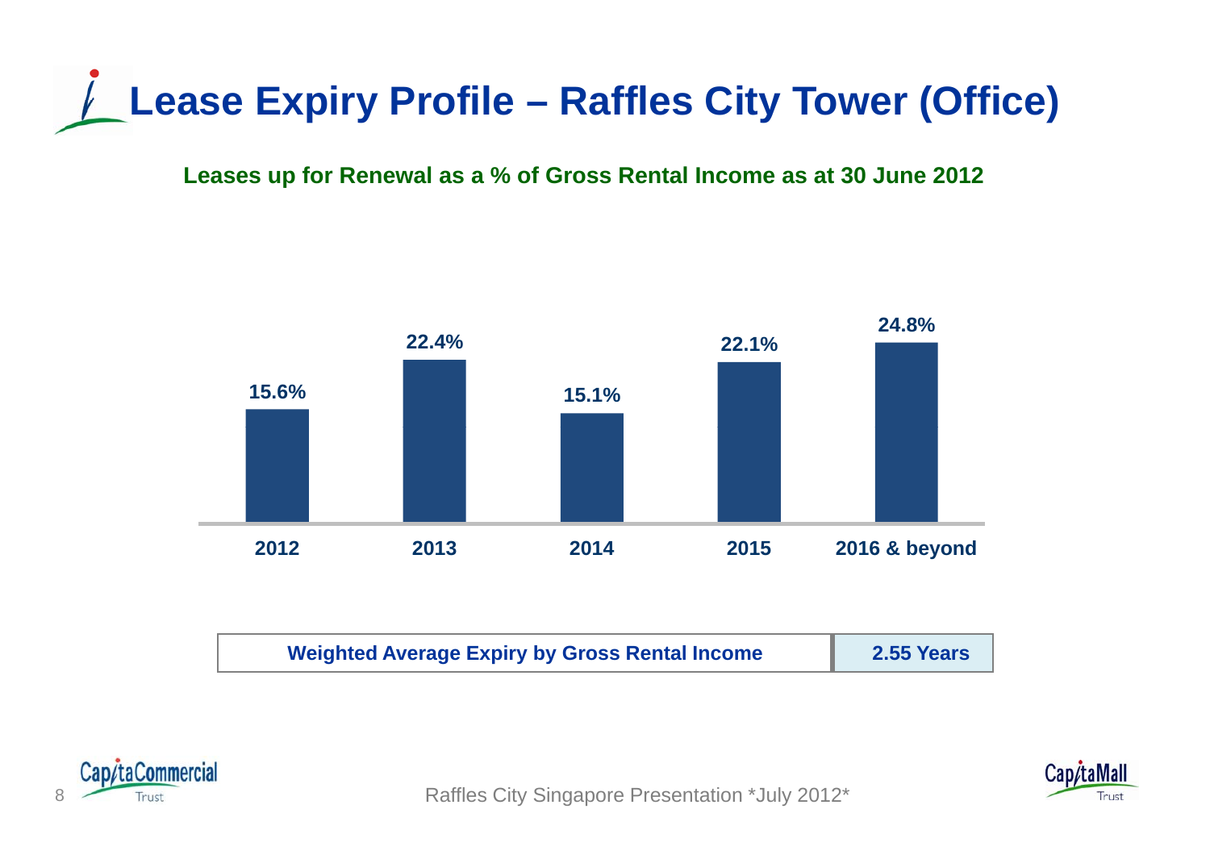# Lease Expiry Profile – Raffles City Tower (Office)

**Leases up for Renewal as a % of Gross Rental Income as at 30 June 2012**

| 2012 | 2013 | 2014 | 2015 | 2016 & beyond |
|---|---|---|---|---|
| 15.6% | 22.4% | 15.1% | 22.1% | 24.8% |

| Weighted Average Expiry by Gross Rental Income | 2.55 Years |
|---|---|

Raffles City Singapore Presentation *July 2012*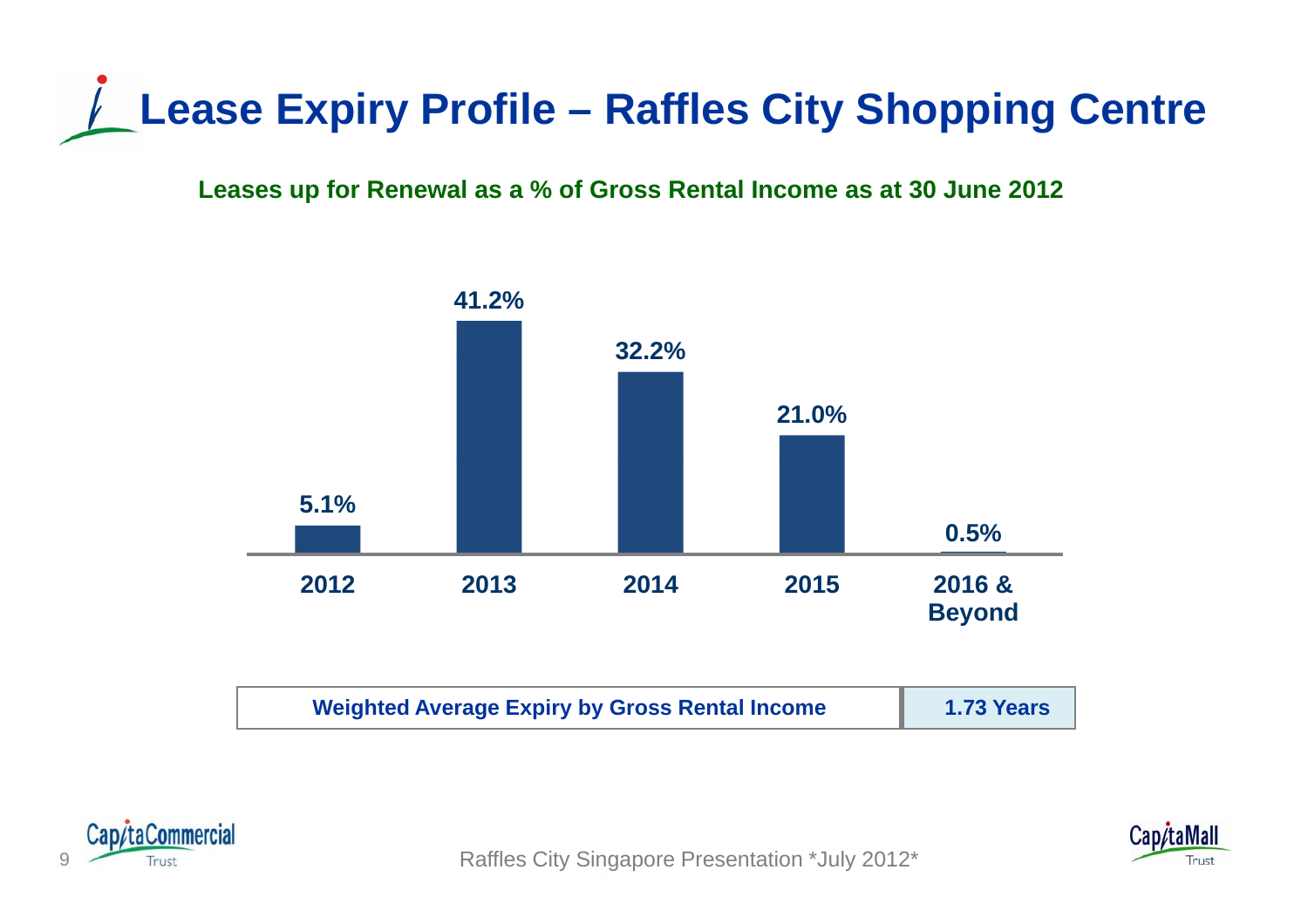# Lease Expiry Profile – Raffles City Shopping Centre

**Leases up for Renewal as a % of Gross Rental Income as at 30 June 2012**

| 2012 | 2013 | 2014 | 2015 | 2016 & Beyond |
|---|---|---|---|---|
| 5.1% | 41.2% | 32.2% | 21.0% | 0.5% |

| Weighted Average Expiry by Gross Rental Income | 1.73 Years |
|---|---|

Raffles City Singapore Presentation *July 2012*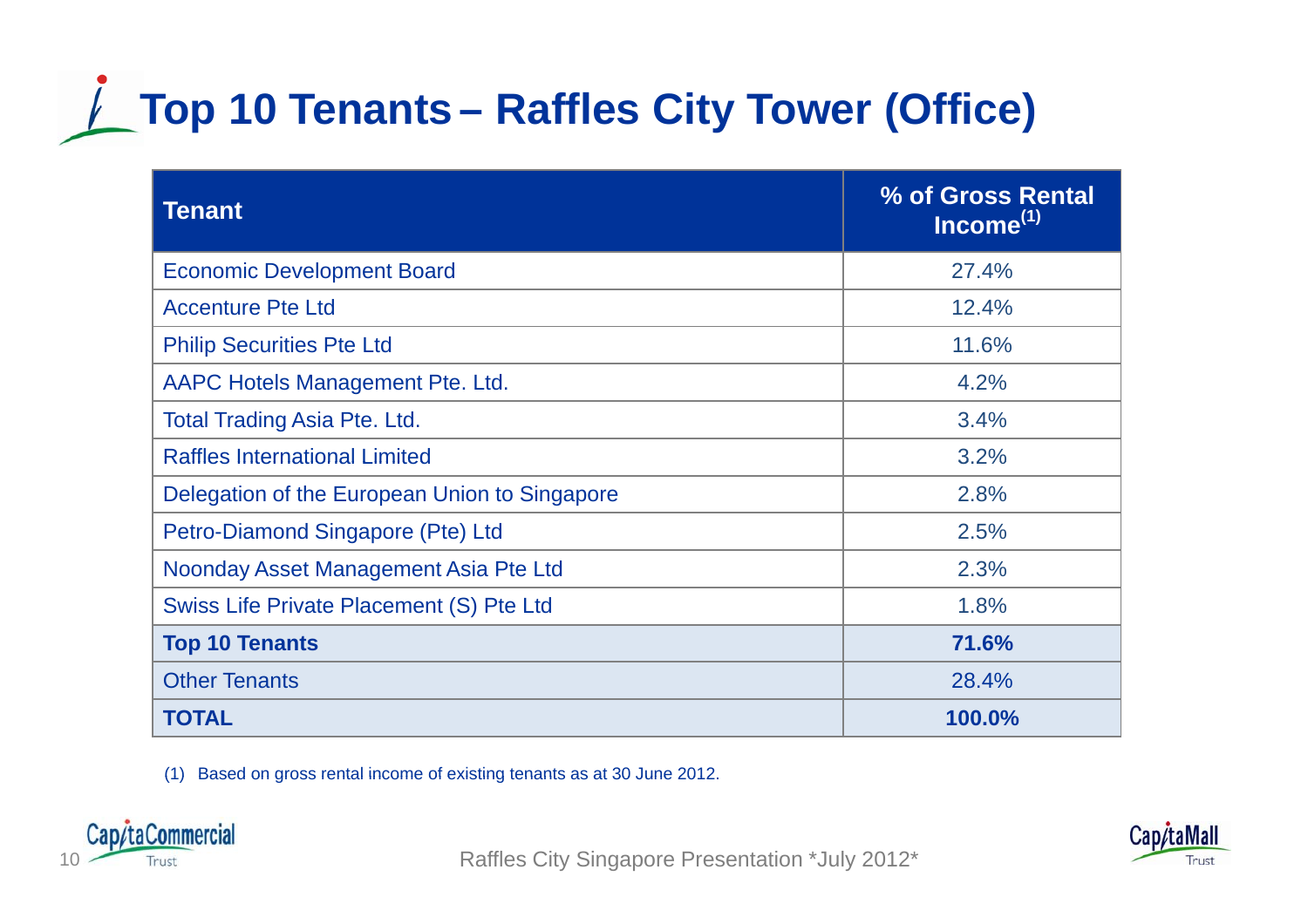# Top 10 Tenants – Raffles City Tower (Office)

| Tenant | % of Gross Rental Income[1] |
|---|---|
| Economic Development Board | 27.4% |
| Accenture Pte Ltd | 12.4% |
| Philip Securities Pte Ltd | 11.6% |
| AAPC Hotels Management Pte. Ltd. | 4.2% |
| Total Trading Asia Pte. Ltd. | 3.4% |
| Raffles International Limited | 3.2% |
| Delegation of the European Union to Singapore | 2.8% |
| Petro-Diamond Singapore (Pte) Ltd | 2.5% |
| Noonday Asset Management Asia Pte Ltd | 2.3% |
| Swiss Life Private Placement (S) Pte Ltd | 1.8% |
| **Top 10 Tenants** | **71.6%** |
| Other Tenants | 28.4% |
| **TOTAL** | **100.0%** |

(1) Based on gross rental income of existing tenants as at 30 June 2012.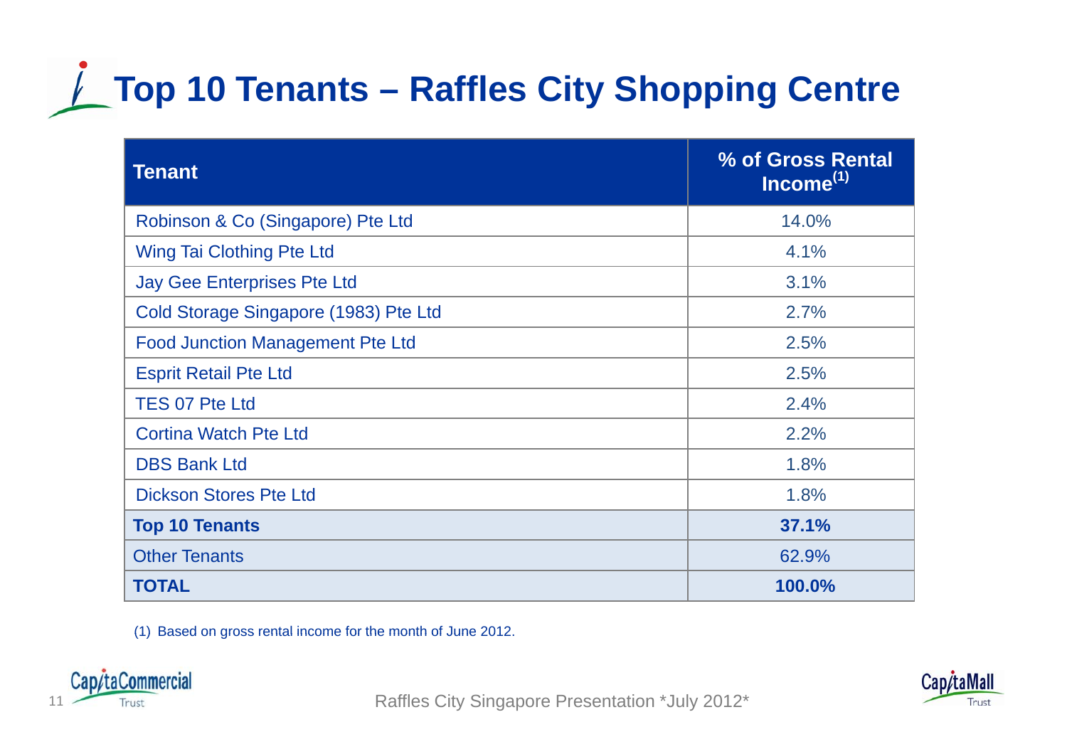# Top 10 Tenants – Raffles City Shopping Centre

| Tenant | % of Gross Rental Income(1) |
|---|---|
| Robinson & Co (Singapore) Pte Ltd | 14.0% |
| Wing Tai Clothing Pte Ltd | 4.1% |
| Jay Gee Enterprises Pte Ltd | 3.1% |
| Cold Storage Singapore (1983) Pte Ltd | 2.7% |
| Food Junction Management Pte Ltd | 2.5% |
| Esprit Retail Pte Ltd | 2.5% |
| TES 07 Pte Ltd | 2.4% |
| Cortina Watch Pte Ltd | 2.2% |
| DBS Bank Ltd | 1.8% |
| Dickson Stores Pte Ltd | 1.8% |
| **Top 10 Tenants** | **37.1%** |
| Other Tenants | 62.9% |
| **TOTAL** | **100.0%** |

(1) Based on gross rental income for the month of June 2012.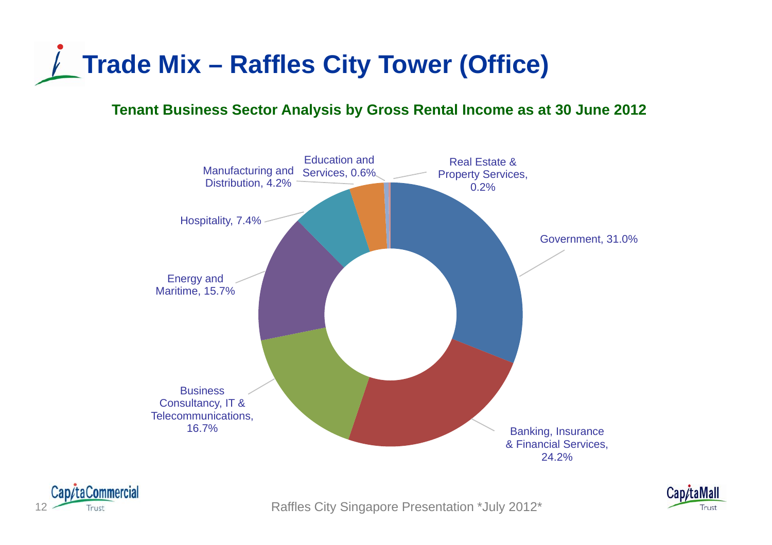# Trade Mix – Raffles City Tower (Office)

**Tenant Business Sector Analysis by Gross Rental Income as at 30 June 2012**

- Government, 31.0%
- Banking, Insurance & Financial Services, 24.2%
- Business Consultancy, IT & Telecommunications, 16.7%
- Energy and Maritime, 15.7%
- Hospitality, 7.4%
- Manufacturing and Distribution, 4.2%
- Education and Services, 0.6%
- Real Estate & Property Services, 0.2%

Raffles City Singapore Presentation \*July 2012\*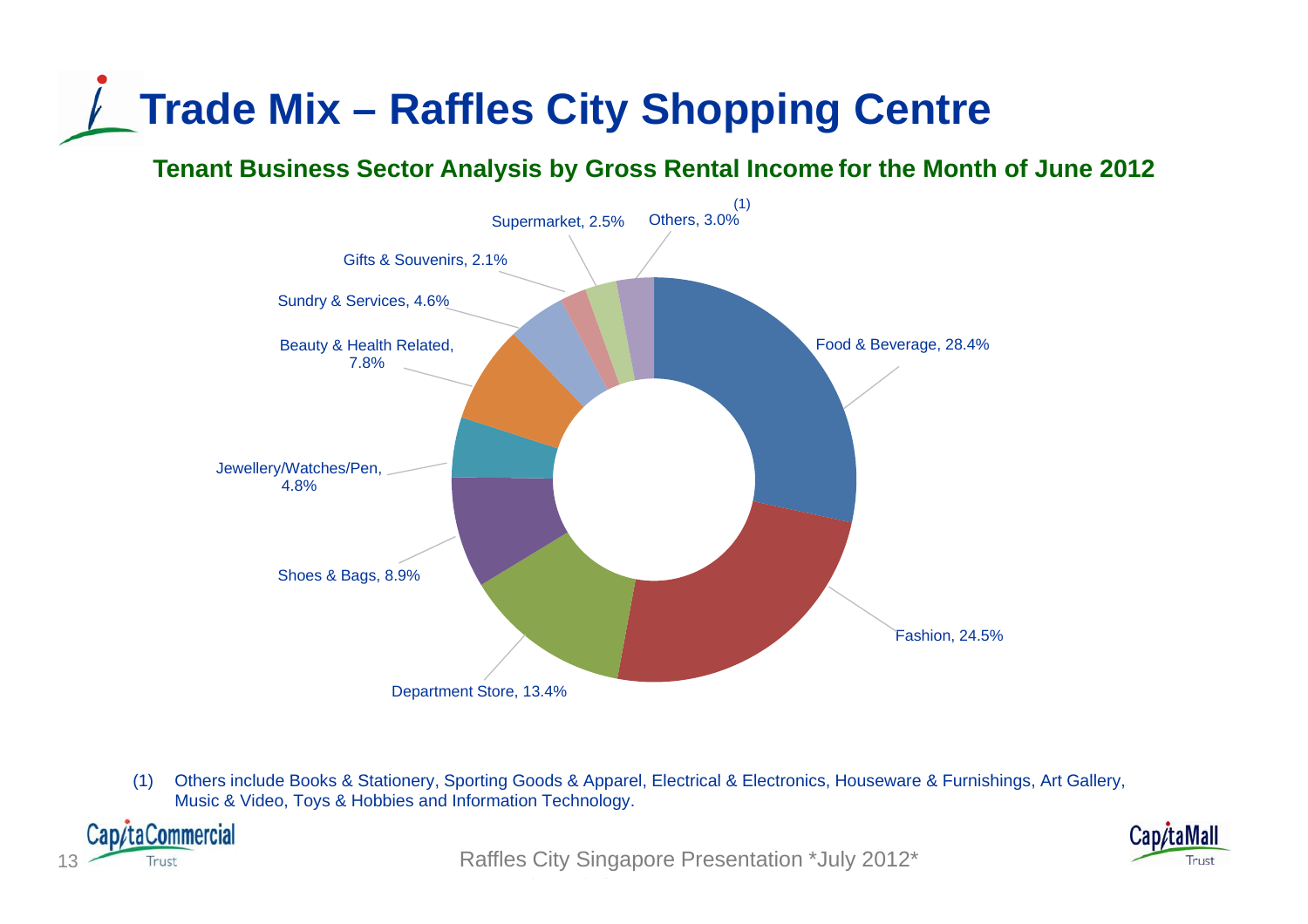# Trade Mix – Raffles City Shopping Centre

## Tenant Business Sector Analysis by Gross Rental Income for the Month of June 2012

| Sector | % |
|---|---|
| Food & Beverage | 28.4% |
| Fashion | 24.5% |
| Department Store | 13.4% |
| Shoes & Bags | 8.9% |
| Jewellery/Watches/Pen | 4.8% |
| Beauty & Health Related | 7.8% |
| Sundry & Services | 4.6% |
| Gifts & Souvenirs | 2.1% |
| Supermarket | 2.5% |
| Others[1] | 3.0% |

(1) Others include Books & Stationery, Sporting Goods & Apparel, Electrical & Electronics, Houseware & Furnishings, Art Gallery, Music & Video, Toys & Hobbies and Information Technology.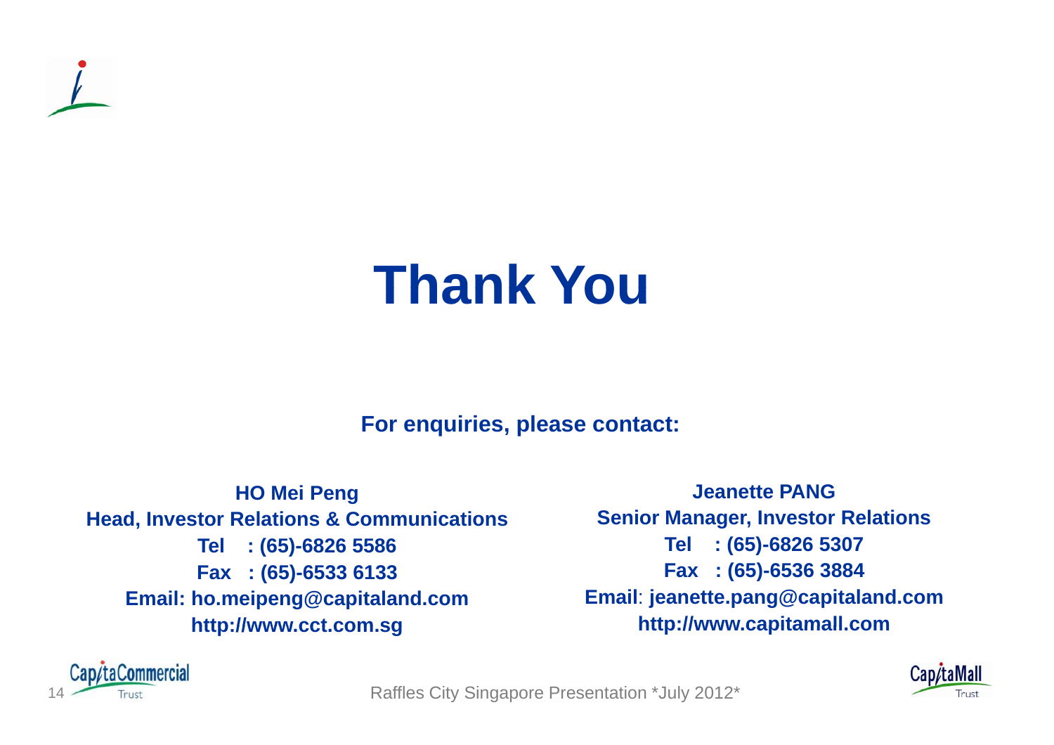# Thank You

**For enquiries, please contact:**

**HO Mei Peng**
**Head, Investor Relations & Communications**
**Tel : (65)-6826 5586**
**Fax : (65)-6533 6133**
**Email: ho.meipeng@capitaland.com**
**http://www.cct.com.sg**

**Jeanette PANG**
**Senior Manager, Investor Relations**
**Tel : (65)-6826 5307**
**Fax : (65)-6536 3884**
**Email: jeanette.pang@capitaland.com**
**http://www.capitamall.com**